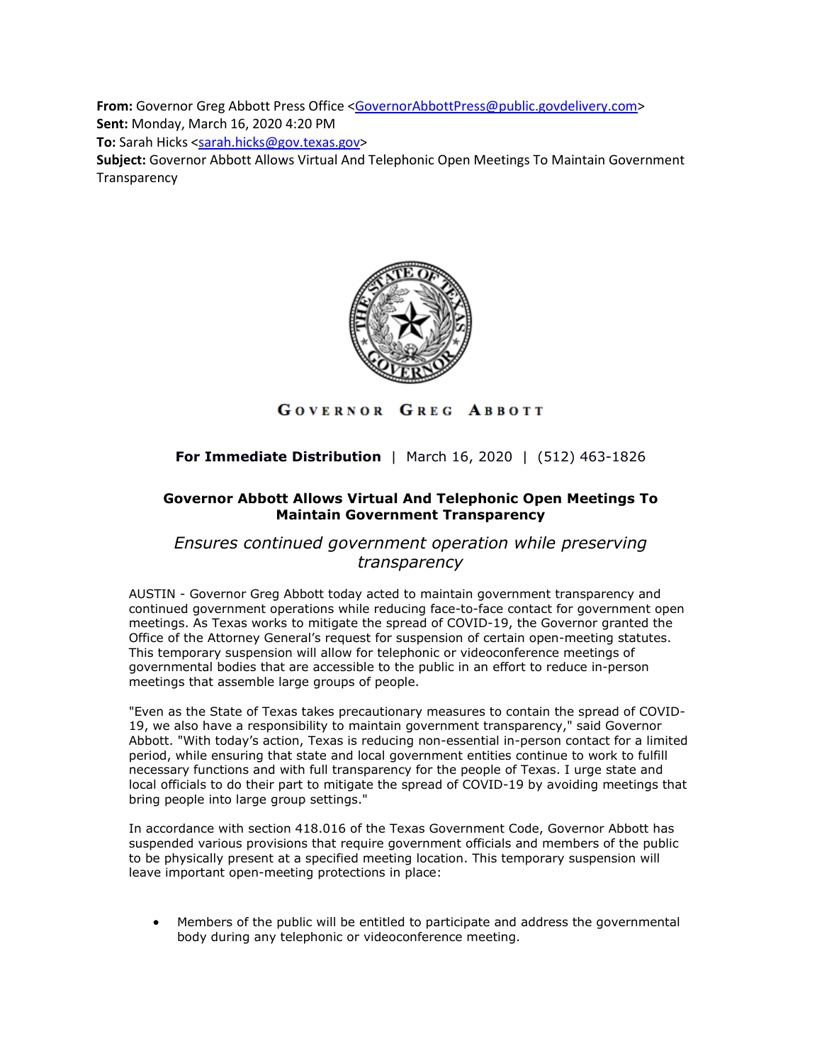**From:** Governor Greg Abbott Press Office <GovernorAbbottPress@public.govdelivery.com>
**Sent:** Monday, March 16, 2020 4:20 PM
**To:** Sarah Hicks <sarah.hicks@gov.texas.gov>
**Subject:** Governor Abbott Allows Virtual And Telephonic Open Meetings To Maintain Government Transparency

GOVERNOR GREG ABBOTT

**For Immediate Distribution** | March 16, 2020 | (512) 463-1826

## Governor Abbott Allows Virtual And Telephonic Open Meetings To Maintain Government Transparency

*Ensures continued government operation while preserving transparency*

AUSTIN - Governor Greg Abbott today acted to maintain government transparency and continued government operations while reducing face-to-face contact for government open meetings. As Texas works to mitigate the spread of COVID-19, the Governor granted the Office of the Attorney General's request for suspension of certain open-meeting statutes. This temporary suspension will allow for telephonic or videoconference meetings of governmental bodies that are accessible to the public in an effort to reduce in-person meetings that assemble large groups of people.

"Even as the State of Texas takes precautionary measures to contain the spread of COVID-19, we also have a responsibility to maintain government transparency," said Governor Abbott. "With today's action, Texas is reducing non-essential in-person contact for a limited period, while ensuring that state and local government entities continue to work to fulfill necessary functions and with full transparency for the people of Texas. I urge state and local officials to do their part to mitigate the spread of COVID-19 by avoiding meetings that bring people into large group settings."

In accordance with section 418.016 of the Texas Government Code, Governor Abbott has suspended various provisions that require government officials and members of the public to be physically present at a specified meeting location. This temporary suspension will leave important open-meeting protections in place:

- Members of the public will be entitled to participate and address the governmental body during any telephonic or videoconference meeting.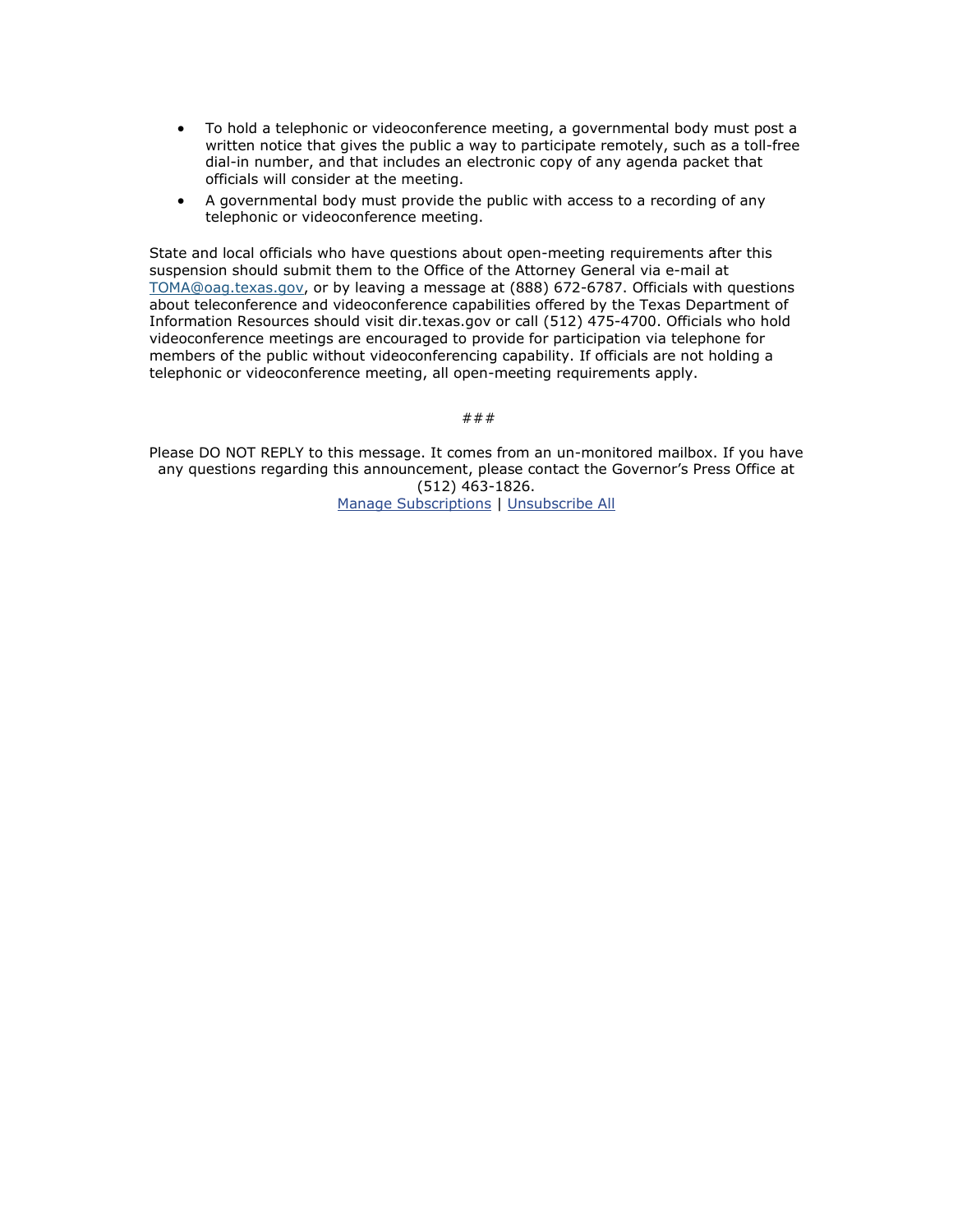- To hold a telephonic or videoconference meeting, a governmental body must post a written notice that gives the public a way to participate remotely, such as a toll-free dial-in number, and that includes an electronic copy of any agenda packet that officials will consider at the meeting.
- A governmental body must provide the public with access to a recording of any telephonic or videoconference meeting.

State and local officials who have questions about open-meeting requirements after this suspension should submit them to the Office of the Attorney General via e-mail at [TOMA@oag.texas.gov](mailto:TOMA@oag.texas.gov), or by leaving a message at (888) 672-6787. Officials with questions about teleconference and videoconference capabilities offered by the Texas Department of Information Resources should visit dir.texas.gov or call (512) 475-4700. Officials who hold videoconference meetings are encouraged to provide for participation via telephone for members of the public without videoconferencing capability. If officials are not holding a telephonic or videoconference meeting, all open-meeting requirements apply.

###

Please DO NOT REPLY to this message. It comes from an un-monitored mailbox. If you have any questions regarding this announcement, please contact the Governor's Press Office at (512) 463-1826.

Manage Subscriptions | Unsubscribe All